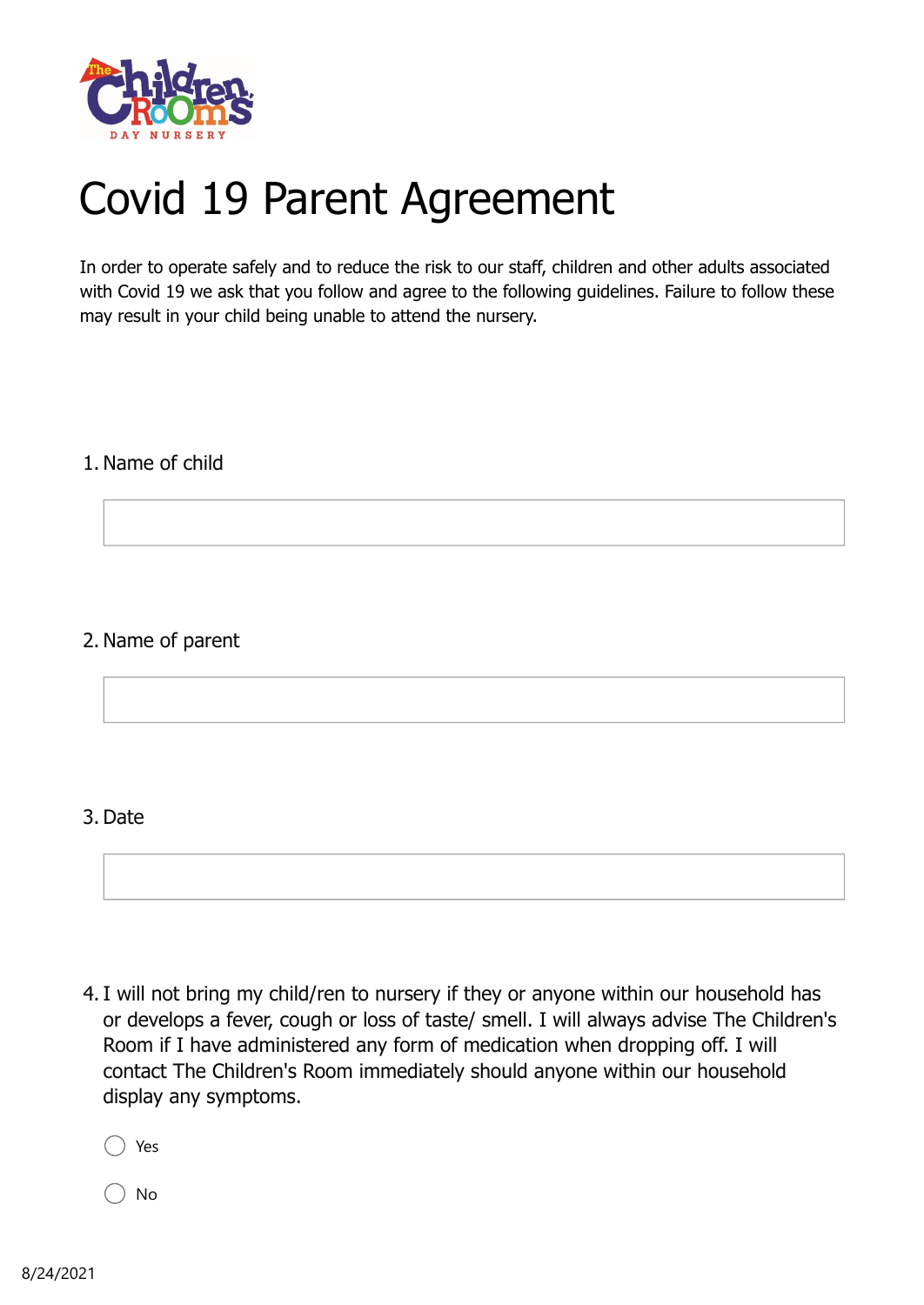# Covid 19 Parent Agreement

In order to operate safely and to reduce the risk to our staff, children and other adults associated with Covid 19 we ask that you follow and agree to the following guidelines. Failure to follow these may result in your child being unable to attend the nursery.

1. Name of child

2. Name of parent

3. Date

4. I will not bring my child/ren to nursery if they or anyone within our household has or develops a fever, cough or loss of taste/ smell. I will always advise The Children's Room if I have administered any form of medication when dropping off. I will contact The Children's Room immediately should anyone within our household display any symptoms.

   ◯ Yes

   ◯ No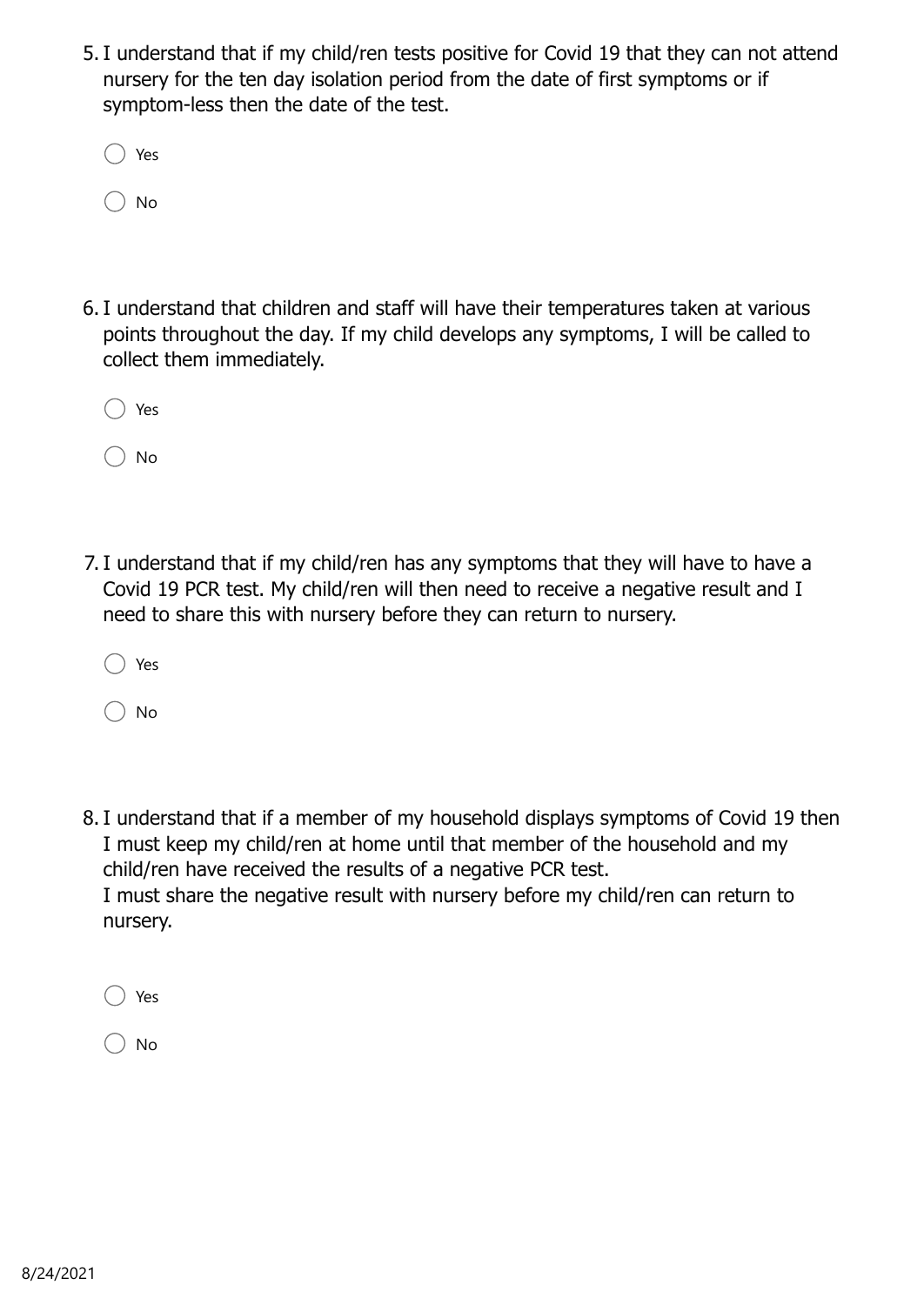5. I understand that if my child/ren tests positive for Covid 19 that they can not attend nursery for the ten day isolation period from the date of first symptoms or if symptom-less then the date of the test.

   ◯ Yes

   ◯ No

6. I understand that children and staff will have their temperatures taken at various points throughout the day. If my child develops any symptoms, I will be called to collect them immediately.

   ◯ Yes

   ◯ No

7. I understand that if my child/ren has any symptoms that they will have to have a Covid 19 PCR test. My child/ren will then need to receive a negative result and I need to share this with nursery before they can return to nursery.

   ◯ Yes

   ◯ No

8. I understand that if a member of my household displays symptoms of Covid 19 then I must keep my child/ren at home until that member of the household and my child/ren have received the results of a negative PCR test.
   I must share the negative result with nursery before my child/ren can return to nursery.

   ◯ Yes

   ◯ No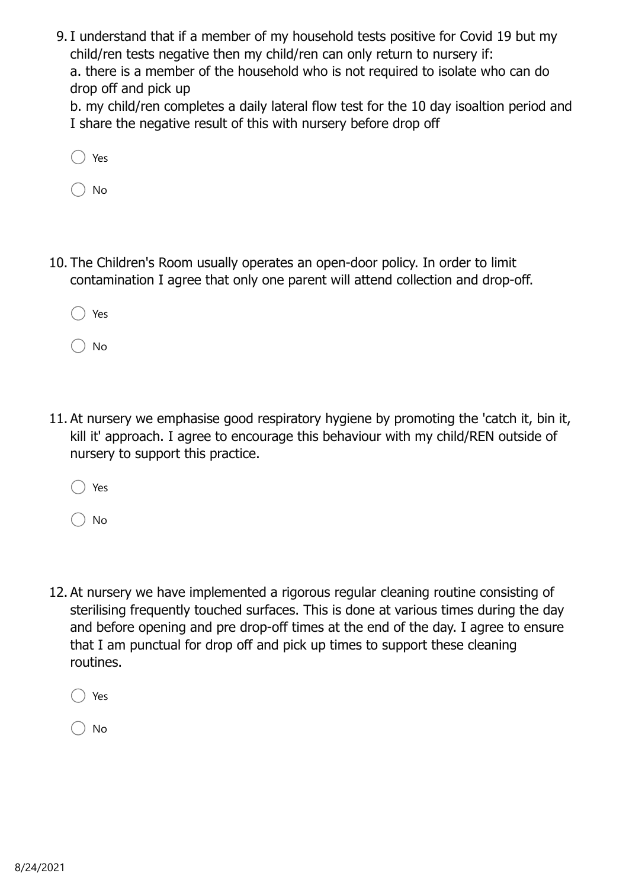9. I understand that if a member of my household tests positive for Covid 19 but my child/ren tests negative then my child/ren can only return to nursery if:
   a. there is a member of the household who is not required to isolate who can do drop off and pick up
   b. my child/ren completes a daily lateral flow test for the 10 day isoaltion period and I share the negative result of this with nursery before drop off

   ◯ Yes

   ◯ No

10. The Children's Room usually operates an open-door policy. In order to limit contamination I agree that only one parent will attend collection and drop-off.

    ◯ Yes

    ◯ No

11. At nursery we emphasise good respiratory hygiene by promoting the 'catch it, bin it, kill it' approach. I agree to encourage this behaviour with my child/REN outside of nursery to support this practice.

    ◯ Yes

    ◯ No

12. At nursery we have implemented a rigorous regular cleaning routine consisting of sterilising frequently touched surfaces. This is done at various times during the day and before opening and pre drop-off times at the end of the day. I agree to ensure that I am punctual for drop off and pick up times to support these cleaning routines.

    ◯ Yes

    ◯ No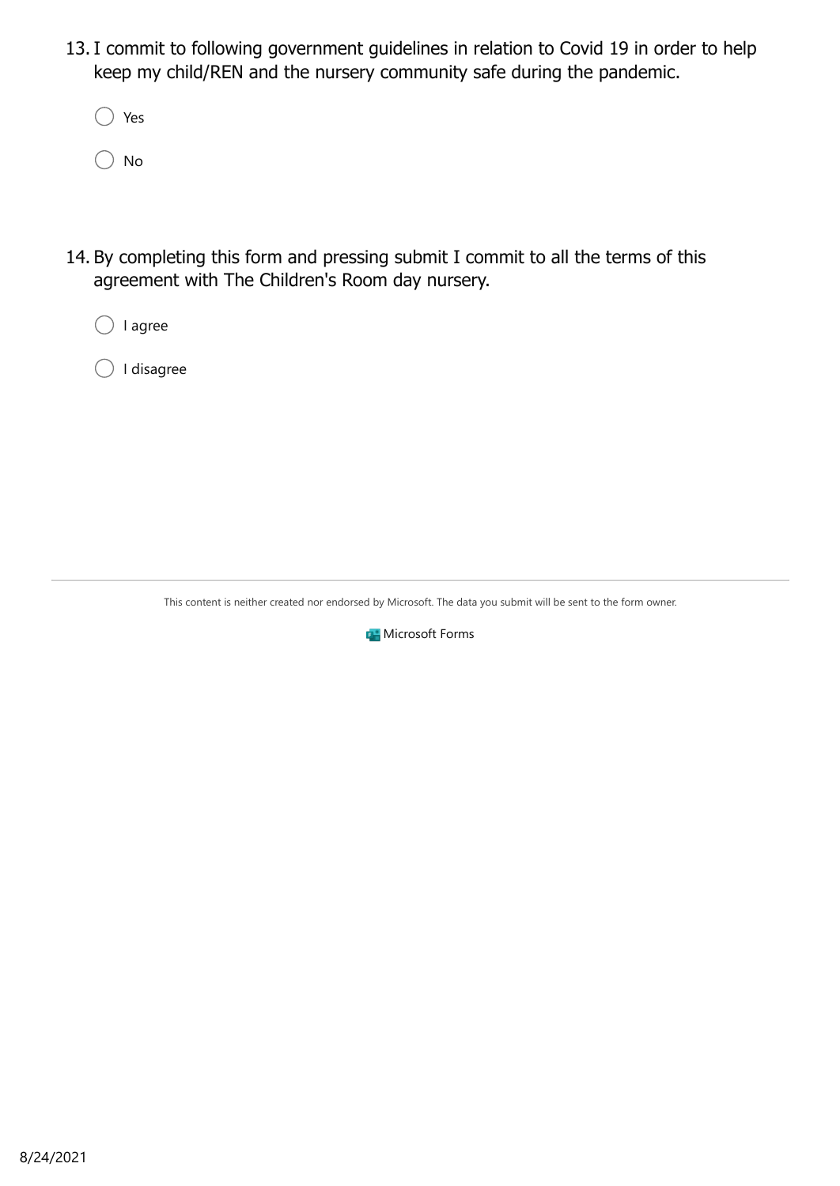13. I commit to following government guidelines in relation to Covid 19 in order to help keep my child/REN and the nursery community safe during the pandemic.

◯ Yes

◯ No

14. By completing this form and pressing submit I commit to all the terms of this agreement with The Children's Room day nursery.

◯ I agree

◯ I disagree

This content is neither created nor endorsed by Microsoft. The data you submit will be sent to the form owner.

Microsoft Forms